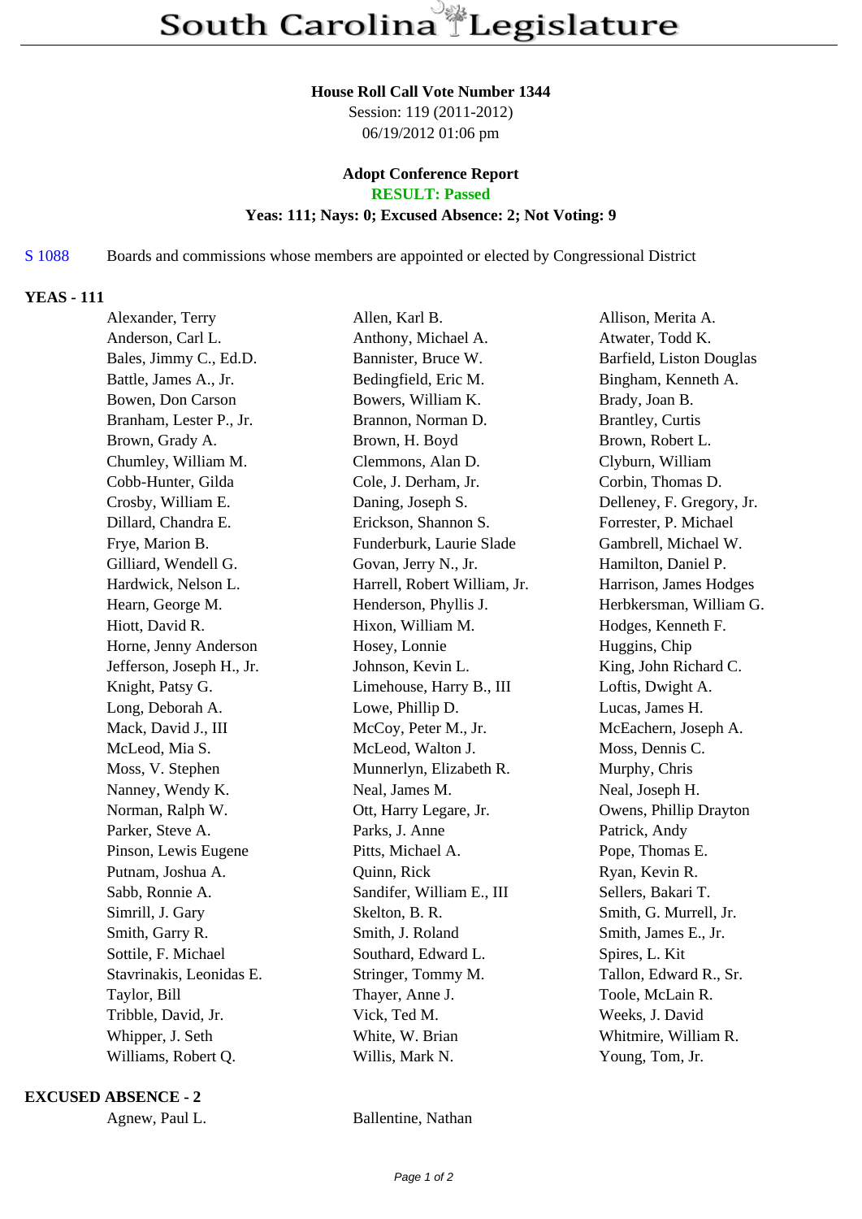# South Carolina Legislature

**House Roll Call Vote Number 1344**
Session: 119 (2011-2012)
06/19/2012 01:06 pm

**Adopt Conference Report**
**RESULT: Passed**
**Yeas: 111; Nays: 0; Excused Absence: 2; Not Voting: 9**

S 1088 Boards and commissions whose members are appointed or elected by Congressional District

## YEAS - 111

| | | |
|---|---|---|
| Alexander, Terry | Allen, Karl B. | Allison, Merita A. |
| Anderson, Carl L. | Anthony, Michael A. | Atwater, Todd K. |
| Bales, Jimmy C., Ed.D. | Bannister, Bruce W. | Barfield, Liston Douglas |
| Battle, James A., Jr. | Bedingfield, Eric M. | Bingham, Kenneth A. |
| Bowen, Don Carson | Bowers, William K. | Brady, Joan B. |
| Branham, Lester P., Jr. | Brannon, Norman D. | Brantley, Curtis |
| Brown, Grady A. | Brown, H. Boyd | Brown, Robert L. |
| Chumley, William M. | Clemmons, Alan D. | Clyburn, William |
| Cobb-Hunter, Gilda | Cole, J. Derham, Jr. | Corbin, Thomas D. |
| Crosby, William E. | Daning, Joseph S. | Delleney, F. Gregory, Jr. |
| Dillard, Chandra E. | Erickson, Shannon S. | Forrester, P. Michael |
| Frye, Marion B. | Funderburk, Laurie Slade | Gambrell, Michael W. |
| Gilliard, Wendell G. | Govan, Jerry N., Jr. | Hamilton, Daniel P. |
| Hardwick, Nelson L. | Harrell, Robert William, Jr. | Harrison, James Hodges |
| Hearn, George M. | Henderson, Phyllis J. | Herbkersman, William G. |
| Hiott, David R. | Hixon, William M. | Hodges, Kenneth F. |
| Horne, Jenny Anderson | Hosey, Lonnie | Huggins, Chip |
| Jefferson, Joseph H., Jr. | Johnson, Kevin L. | King, John Richard C. |
| Knight, Patsy G. | Limehouse, Harry B., III | Loftis, Dwight A. |
| Long, Deborah A. | Lowe, Phillip D. | Lucas, James H. |
| Mack, David J., III | McCoy, Peter M., Jr. | McEachern, Joseph A. |
| McLeod, Mia S. | McLeod, Walton J. | Moss, Dennis C. |
| Moss, V. Stephen | Munnerlyn, Elizabeth R. | Murphy, Chris |
| Nanney, Wendy K. | Neal, James M. | Neal, Joseph H. |
| Norman, Ralph W. | Ott, Harry Legare, Jr. | Owens, Phillip Drayton |
| Parker, Steve A. | Parks, J. Anne | Patrick, Andy |
| Pinson, Lewis Eugene | Pitts, Michael A. | Pope, Thomas E. |
| Putnam, Joshua A. | Quinn, Rick | Ryan, Kevin R. |
| Sabb, Ronnie A. | Sandifer, William E., III | Sellers, Bakari T. |
| Simrill, J. Gary | Skelton, B. R. | Smith, G. Murrell, Jr. |
| Smith, Garry R. | Smith, J. Roland | Smith, James E., Jr. |
| Sottile, F. Michael | Southard, Edward L. | Spires, L. Kit |
| Stavrinakis, Leonidas E. | Stringer, Tommy M. | Tallon, Edward R., Sr. |
| Taylor, Bill | Thayer, Anne J. | Toole, McLain R. |
| Tribble, David, Jr. | Vick, Ted M. | Weeks, J. David |
| Whipper, J. Seth | White, W. Brian | Whitmire, William R. |
| Williams, Robert Q. | Willis, Mark N. | Young, Tom, Jr. |

## EXCUSED ABSENCE - 2

| | |
|---|---|
| Agnew, Paul L. | Ballentine, Nathan |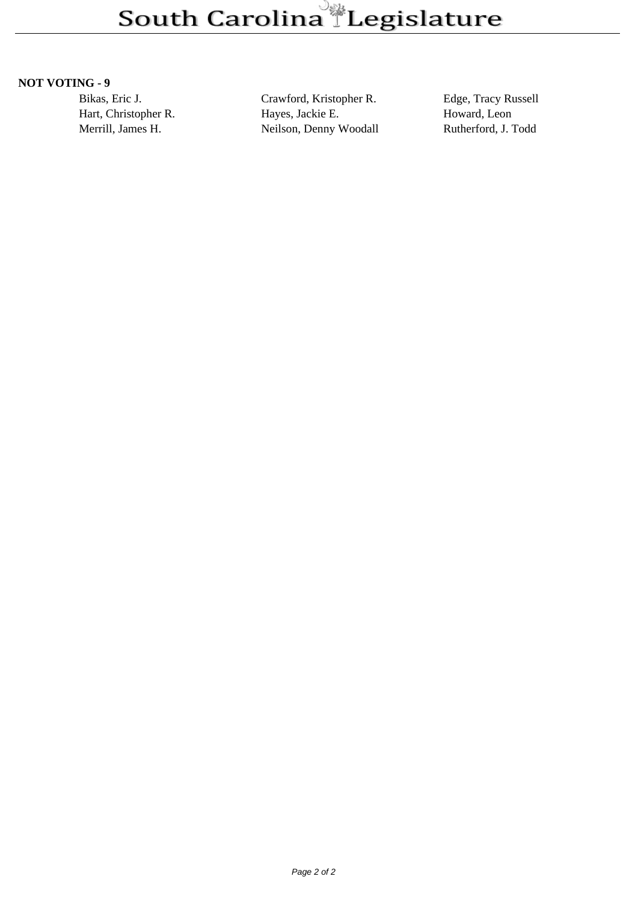**NOT VOTING - 9**

| | | |
|---|---|---|
| Bikas, Eric J. | Crawford, Kristopher R. | Edge, Tracy Russell |
| Hart, Christopher R. | Hayes, Jackie E. | Howard, Leon |
| Merrill, James H. | Neilson, Denny Woodall | Rutherford, J. Todd |